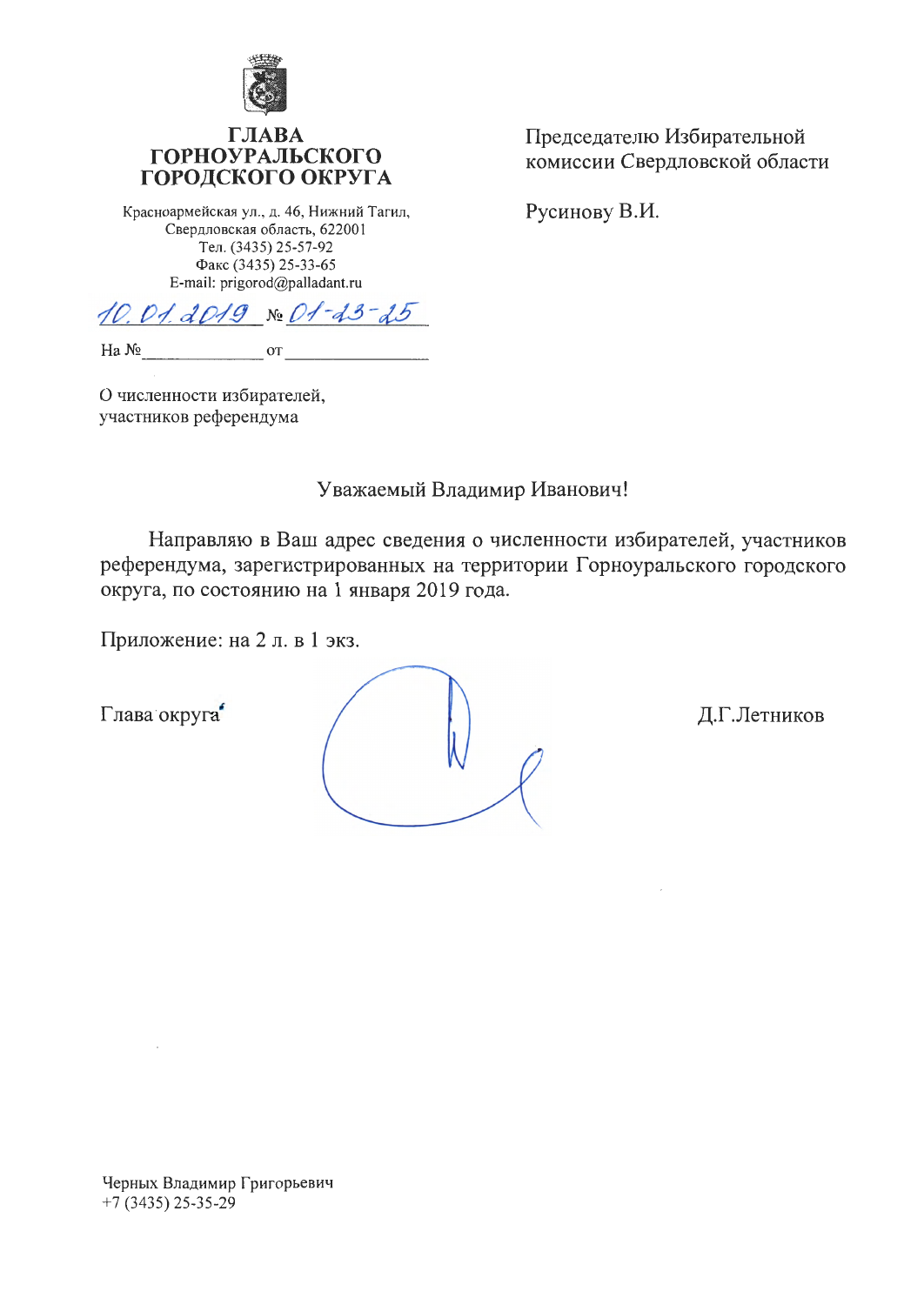**ГЛАВА**
**ГОРНОУРАЛЬСКОГО**
**ГОРОДСКОГО ОКРУГА**

Красноармейская ул., д. 46, Нижний Тагил,
Свердловская область, 622001
Тел. (3435) 25-57-92
Факс (3435) 25-33-65
E-mail: prigorod@palladant.ru

10.01.2019 № 01-13-25

На №_____________ от _______________

Председателю Избирательной комиссии Свердловской области

Русинову В.И.

О численности избирателей, участников референдума

Уважаемый Владимир Иванович!

Направляю в Ваш адрес сведения о численности избирателей, участников референдума, зарегистрированных на территории Горноуральского городского округа, по состоянию на 1 января 2019 года.

Приложение: на 2 л. в 1 экз.

Глава округа — Д.Г.Летников

Черных Владимир Григорьевич
+7 (3435) 25-35-29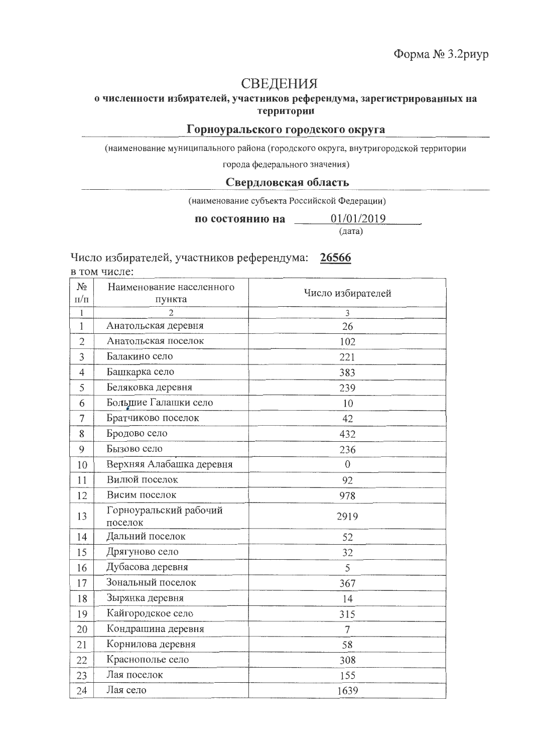Форма № 3.2риур

# СВЕДЕНИЯ

**о численности избирателей, участников референдума, зарегистрированных на территории**

**Горноуральского городского округа**

(наименование муниципального района (городского округа, внутригородской территории города федерального значения)

**Свердловская область**

(наименование субъекта Российской Федерации)

**по состоянию на** 01/01/2019

(дата)

Число избирателей, участников референдума: **26566**

в том числе:

| № п/п | Наименование населенного пункта | Число избирателей |
|---|---|---|
| 1 | 2 | 3 |
| 1 | Анатольская деревня | 26 |
| 2 | Анатольская поселок | 102 |
| 3 | Балакино село | 221 |
| 4 | Башкарка село | 383 |
| 5 | Беляковка деревня | 239 |
| 6 | Большие Галашки село | 10 |
| 7 | Братчиково поселок | 42 |
| 8 | Бродово село | 432 |
| 9 | Бызово село | 236 |
| 10 | Верхняя Алабашка деревня | 0 |
| 11 | Вилюй поселок | 92 |
| 12 | Висим поселок | 978 |
| 13 | Горноуральский рабочий поселок | 2919 |
| 14 | Дальний поселок | 52 |
| 15 | Дрягуново село | 32 |
| 16 | Дубасова деревня | 5 |
| 17 | Зональный поселок | 367 |
| 18 | Зырянка деревня | 14 |
| 19 | Кайгородское село | 315 |
| 20 | Кондрашина деревня | 7 |
| 21 | Корнилова деревня | 58 |
| 22 | Краснополье село | 308 |
| 23 | Лая поселок | 155 |
| 24 | Лая село | 1639 |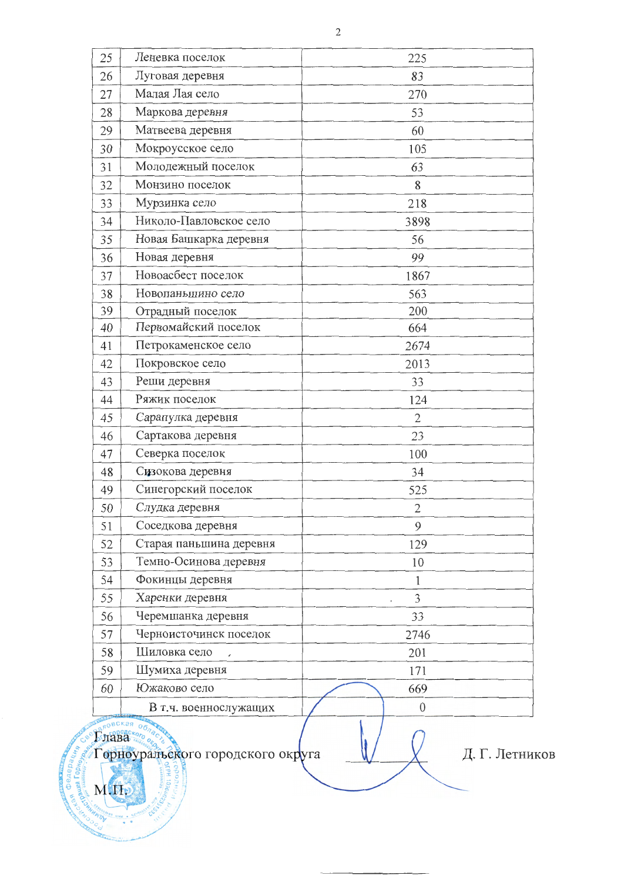| | | |
|---|---|---|
| 25 | Леневка поселок | 225 |
| 26 | Луговая деревня | 83 |
| 27 | Малая Лая село | 270 |
| 28 | Маркова деревня | 53 |
| 29 | Матвеева деревня | 60 |
| 30 | Мокроусское село | 105 |
| 31 | Молодежный поселок | 63 |
| 32 | Монзино поселок | 8 |
| 33 | Мурзинка село | 218 |
| 34 | Николо-Павловское село | 3898 |
| 35 | Новая Башкарка деревня | 56 |
| 36 | Новая деревня | 99 |
| 37 | Новоасбест поселок | 1867 |
| 38 | Новопаньшино село | 563 |
| 39 | Отрадный поселок | 200 |
| 40 | Первомайский поселок | 664 |
| 41 | Петрокаменское село | 2674 |
| 42 | Покровское село | 2013 |
| 43 | Реши деревня | 33 |
| 44 | Ряжик поселок | 124 |
| 45 | Сарапулка деревня | 2 |
| 46 | Сартакова деревня | 23 |
| 47 | Северка поселок | 100 |
| 48 | Сизокова деревня | 34 |
| 49 | Синегорский поселок | 525 |
| 50 | Слудка деревня | 2 |
| 51 | Соседкова деревня | 9 |
| 52 | Старая паньшина деревня | 129 |
| 53 | Темно-Осинова деревня | 10 |
| 54 | Фокинцы деревня | 1 |
| 55 | Харенки деревня | 3 |
| 56 | Черемшанка деревня | 33 |
| 57 | Черноисточинск поселок | 2746 |
| 58 | Шиловка село | 201 |
| 59 | Шумиха деревня | 171 |
| 60 | Южаково село | 669 |
| | В т.ч. военнослужащих | 0 |

Глава
Горноуральского городского округа Д. Г. Летников

М.П.